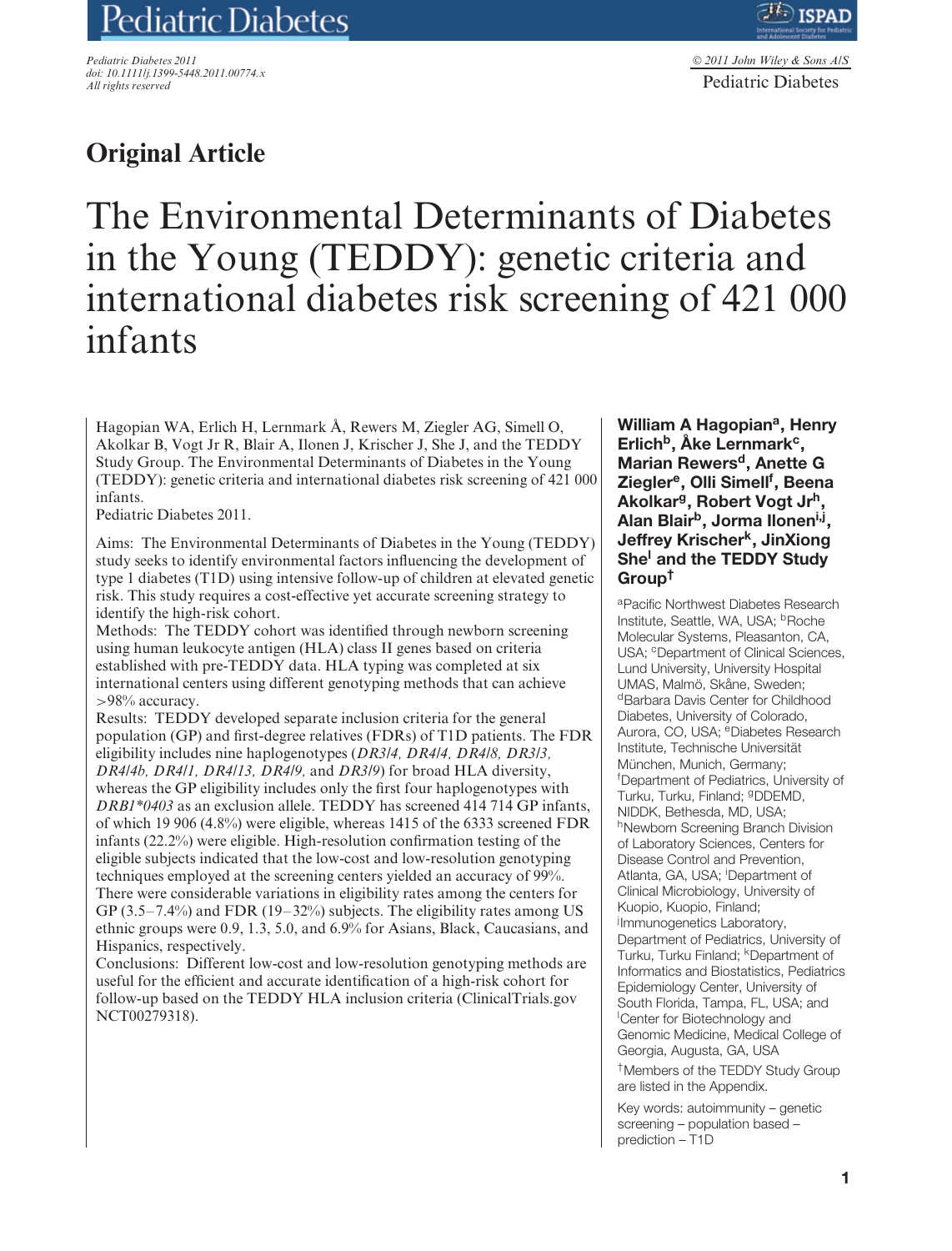Original Article

# The Environmental Determinants of Diabetes in the Young (TEDDY): genetic criteria and international diabetes risk screening of 421 000 infants

Hagopian WA, Erlich H, Lernmark Å, Rewers M, Ziegler AG, Simell O, Akolkar B, Vogt Jr R, Blair A, Ilonen J, Krischer J, She J, and the TEDDY Study Group. The Environmental Determinants of Diabetes in the Young (TEDDY): genetic criteria and international diabetes risk screening of 421 000 infants.
Pediatric Diabetes 2011.

Aims: The Environmental Determinants of Diabetes in the Young (TEDDY) study seeks to identify environmental factors influencing the development of type 1 diabetes (T1D) using intensive follow-up of children at elevated genetic risk. This study requires a cost-effective yet accurate screening strategy to identify the high-risk cohort.
Methods: The TEDDY cohort was identified through newborn screening using human leukocyte antigen (HLA) class II genes based on criteria established with pre-TEDDY data. HLA typing was completed at six international centers using different genotyping methods that can achieve >98% accuracy.
Results: TEDDY developed separate inclusion criteria for the general population (GP) and first-degree relatives (FDRs) of T1D patients. The FDR eligibility includes nine haplogenotypes (*DR3/4, DR4/4, DR4/8, DR3/3, DR4/4b, DR4/1, DR4/13, DR4/9,* and *DR3/9*) for broad HLA diversity, whereas the GP eligibility includes only the first four haplogenotypes with *DRB1*0403* as an exclusion allele. TEDDY has screened 414 714 GP infants, of which 19 906 (4.8%) were eligible, whereas 1415 of the 6333 screened FDR infants (22.2%) were eligible. High-resolution confirmation testing of the eligible subjects indicated that the low-cost and low-resolution genotyping techniques employed at the screening centers yielded an accuracy of 99%. There were considerable variations in eligibility rates among the centers for GP (3.5–7.4%) and FDR (19–32%) subjects. The eligibility rates among US ethnic groups were 0.9, 1.3, 5.0, and 6.9% for Asians, Black, Caucasians, and Hispanics, respectively.
Conclusions: Different low-cost and low-resolution genotyping methods are useful for the efficient and accurate identification of a high-risk cohort for follow-up based on the TEDDY HLA inclusion criteria (ClinicalTrials.gov NCT00279318).

**William A Hagopian[a], Henry Erlich[b], Åke Lernmark[c], Marian Rewers[d], Anette G Ziegler[e], Olli Simell[f], Beena Akolkar[g], Robert Vogt Jr[h], Alan Blair[b], Jorma Ilonen[i,j], Jeffrey Krischer[k], JinXiong She[l] and the TEDDY Study Group[†]**

[a]Pacific Northwest Diabetes Research Institute, Seattle, WA, USA; [b]Roche Molecular Systems, Pleasanton, CA, USA; [c]Department of Clinical Sciences, Lund University, University Hospital UMAS, Malmö, Skåne, Sweden; [d]Barbara Davis Center for Childhood Diabetes, University of Colorado, Aurora, CO, USA; [e]Diabetes Research Institute, Technische Universität München, Munich, Germany; [f]Department of Pediatrics, University of Turku, Turku, Finland; [g]DDEMD, NIDDK, Bethesda, MD, USA; [h]Newborn Screening Branch Division of Laboratory Sciences, Centers for Disease Control and Prevention, Atlanta, GA, USA; [i]Department of Clinical Microbiology, University of Kuopio, Kuopio, Finland; [j]Immunogenetics Laboratory, Department of Pediatrics, University of Turku, Turku Finland; [k]Department of Informatics and Biostatistics, Pediatrics Epidemiology Center, University of South Florida, Tampa, FL, USA; and [l]Center for Biotechnology and Genomic Medicine, Medical College of Georgia, Augusta, GA, USA

[†]Members of the TEDDY Study Group are listed in the Appendix.

Key words: autoimmunity – genetic screening – population based – prediction – T1D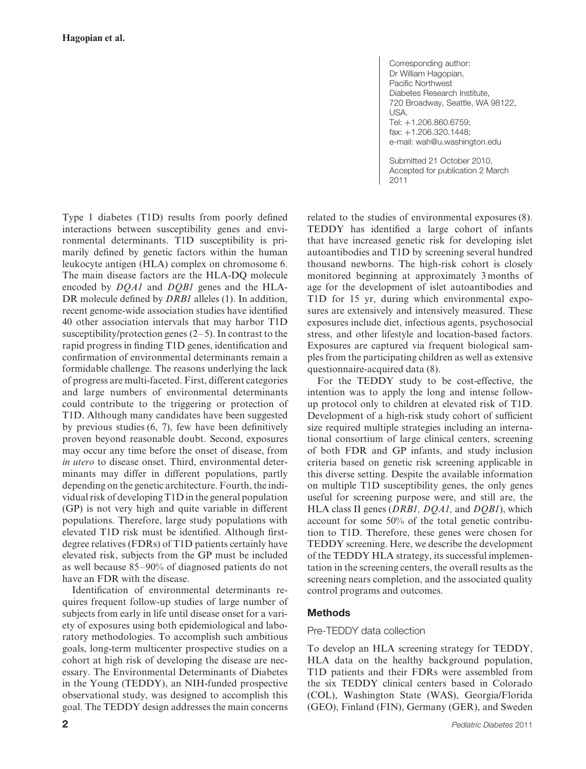Corresponding author:
Dr William Hagopian,
Pacific Northwest
Diabetes Research Institute,
720 Broadway, Seattle, WA 98122,
USA.
Tel: +1.206.860.6759;
fax: +1.206.320.1448;
e-mail: wah@u.washington.edu

Submitted 21 October 2010.
Accepted for publication 2 March 2011

Type 1 diabetes (T1D) results from poorly defined interactions between susceptibility genes and environmental determinants. T1D susceptibility is primarily defined by genetic factors within the human leukocyte antigen (HLA) complex on chromosome 6. The main disease factors are the HLA-DQ molecule encoded by *DQA1* and *DQB1* genes and the HLA-DR molecule defined by *DRB1* alleles (1). In addition, recent genome-wide association studies have identified 40 other association intervals that may harbor T1D susceptibility/protection genes (2–5). In contrast to the rapid progress in finding T1D genes, identification and confirmation of environmental determinants remain a formidable challenge. The reasons underlying the lack of progress are multi-faceted. First, different categories and large numbers of environmental determinants could contribute to the triggering or protection of T1D. Although many candidates have been suggested by previous studies (6, 7), few have been definitively proven beyond reasonable doubt. Second, exposures may occur any time before the onset of disease, from *in utero* to disease onset. Third, environmental determinants may differ in different populations, partly depending on the genetic architecture. Fourth, the individual risk of developing T1D in the general population (GP) is not very high and quite variable in different populations. Therefore, large study populations with elevated T1D risk must be identified. Although first-degree relatives (FDRs) of T1D patients certainly have elevated risk, subjects from the GP must be included as well because 85–90% of diagnosed patients do not have an FDR with the disease.

Identification of environmental determinants requires frequent follow-up studies of large number of subjects from early in life until disease onset for a variety of exposures using both epidemiological and laboratory methodologies. To accomplish such ambitious goals, long-term multicenter prospective studies on a cohort at high risk of developing the disease are necessary. The Environmental Determinants of Diabetes in the Young (TEDDY), an NIH-funded prospective observational study, was designed to accomplish this goal. The TEDDY design addresses the main concerns related to the studies of environmental exposures (8). TEDDY has identified a large cohort of infants that have increased genetic risk for developing islet autoantibodies and T1D by screening several hundred thousand newborns. The high-risk cohort is closely monitored beginning at approximately 3 months of age for the development of islet autoantibodies and T1D for 15 yr, during which environmental exposures are extensively and intensively measured. These exposures include diet, infectious agents, psychosocial stress, and other lifestyle and location-based factors. Exposures are captured via frequent biological samples from the participating children as well as extensive questionnaire-acquired data (8).

For the TEDDY study to be cost-effective, the intention was to apply the long and intense follow-up protocol only to children at elevated risk of T1D. Development of a high-risk study cohort of sufficient size required multiple strategies including an international consortium of large clinical centers, screening of both FDR and GP infants, and study inclusion criteria based on genetic risk screening applicable in this diverse setting. Despite the available information on multiple T1D susceptibility genes, the only genes useful for screening purpose were, and still are, the HLA class II genes (*DRB1, DQA1,* and *DQB1*), which account for some 50% of the total genetic contribution to T1D. Therefore, these genes were chosen for TEDDY screening. Here, we describe the development of the TEDDY HLA strategy, its successful implementation in the screening centers, the overall results as the screening nears completion, and the associated quality control programs and outcomes.

## Methods

### Pre-TEDDY data collection

To develop an HLA screening strategy for TEDDY, HLA data on the healthy background population, T1D patients and their FDRs were assembled from the six TEDDY clinical centers based in Colorado (COL), Washington State (WAS), Georgia/Florida (GEO), Finland (FIN), Germany (GER), and Sweden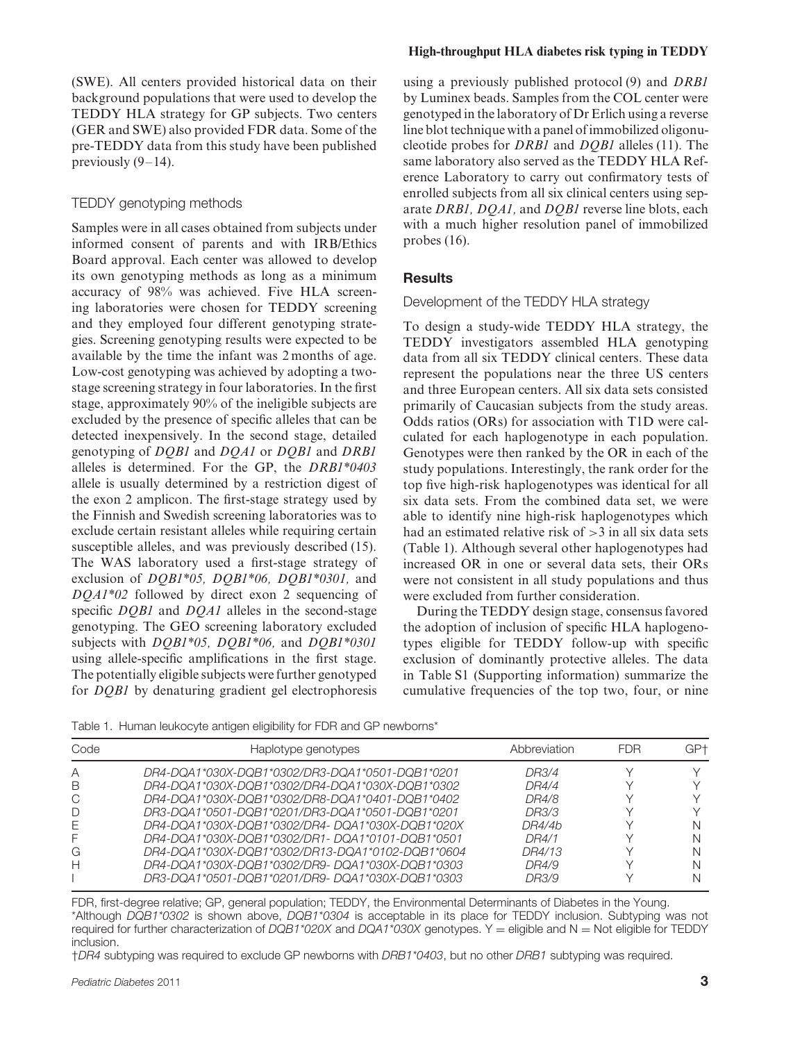(SWE). All centers provided historical data on their background populations that were used to develop the TEDDY HLA strategy for GP subjects. Two centers (GER and SWE) also provided FDR data. Some of the pre-TEDDY data from this study have been published previously (9–14).

### TEDDY genotyping methods

Samples were in all cases obtained from subjects under informed consent of parents and with IRB/Ethics Board approval. Each center was allowed to develop its own genotyping methods as long as a minimum accuracy of 98% was achieved. Five HLA screening laboratories were chosen for TEDDY screening and they employed four different genotyping strategies. Screening genotyping results were expected to be available by the time the infant was 2 months of age. Low-cost genotyping was achieved by adopting a two-stage screening strategy in four laboratories. In the first stage, approximately 90% of the ineligible subjects are excluded by the presence of specific alleles that can be detected inexpensively. In the second stage, detailed genotyping of *DQB1* and *DQA1* or *DQB1* and *DRB1* alleles is determined. For the GP, the *DRB1*0403* allele is usually determined by a restriction digest of the exon 2 amplicon. The first-stage strategy used by the Finnish and Swedish screening laboratories was to exclude certain resistant alleles while requiring certain susceptible alleles, and was previously described (15). The WAS laboratory used a first-stage strategy of exclusion of *DQB1*05, DQB1*06, DQB1*0301,* and *DQA1*02* followed by direct exon 2 sequencing of specific *DQB1* and *DQA1* alleles in the second-stage genotyping. The GEO screening laboratory excluded subjects with *DQB1*05, DQB1*06,* and *DQB1*0301* using allele-specific amplifications in the first stage. The potentially eligible subjects were further genotyped for *DQB1* by denaturing gradient gel electrophoresis using a previously published protocol (9) and *DRB1* by Luminex beads. Samples from the COL center were genotyped in the laboratory of Dr Erlich using a reverse line blot technique with a panel of immobilized oligonucleotide probes for *DRB1* and *DQB1* alleles (11). The same laboratory also served as the TEDDY HLA Reference Laboratory to carry out confirmatory tests of enrolled subjects from all six clinical centers using separate *DRB1, DQA1,* and *DQB1* reverse line blots, each with a much higher resolution panel of immobilized probes (16).

## Results

### Development of the TEDDY HLA strategy

To design a study-wide TEDDY HLA strategy, the TEDDY investigators assembled HLA genotyping data from all six TEDDY clinical centers. These data represent the populations near the three US centers and three European centers. All six data sets consisted primarily of Caucasian subjects from the study areas. Odds ratios (ORs) for association with T1D were calculated for each haplogenotype in each population. Genotypes were then ranked by the OR in each of the study populations. Interestingly, the rank order for the top five high-risk haplogenotypes was identical for all six data sets. From the combined data set, we were able to identify nine high-risk haplogenotypes which had an estimated relative risk of >3 in all six data sets (Table 1). Although several other haplogenotypes had increased OR in one or several data sets, their ORs were not consistent in all study populations and thus were excluded from further consideration.

During the TEDDY design stage, consensus favored the adoption of inclusion of specific HLA haplogenotypes eligible for TEDDY follow-up with specific exclusion of dominantly protective alleles. The data in Table S1 (Supporting information) summarize the cumulative frequencies of the top two, four, or nine

Table 1. Human leukocyte antigen eligibility for FDR and GP newborns*

| Code | Haplotype genotypes | Abbreviation | FDR | GP† |
|---|---|---|---|---|
| A | *DR4-DQA1*030X-DQB1*0302/DR3-DQA1*0501-DQB1*0201* | *DR3/4* | Y | Y |
| B | *DR4-DQA1*030X-DQB1*0302/DR4-DQA1*030X-DQB1*0302* | *DR4/4* | Y | Y |
| C | *DR4-DQA1*030X-DQB1*0302/DR8-DQA1*0401-DQB1*0402* | *DR4/8* | Y | Y |
| D | *DR3-DQA1*0501-DQB1*0201/DR3-DQA1*0501-DQB1*0201* | *DR3/3* | Y | Y |
| E | *DR4-DQA1*030X-DQB1*0302/DR4- DQA1*030X-DQB1*020X* | *DR4/4b* | Y | N |
| F | *DR4-DQA1*030X-DQB1*0302/DR1- DQA1*0101-DQB1*0501* | *DR4/1* | Y | N |
| G | *DR4-DQA1*030X-DQB1*0302/DR13-DQA1*0102-DQB1*0604* | *DR4/13* | Y | N |
| H | *DR4-DQA1*030X-DQB1*0302/DR9- DQA1*030X-DQB1*0303* | *DR4/9* | Y | N |
| I | *DR3-DQA1*0501-DQB1*0201/DR9- DQA1*030X-DQB1*0303* | *DR3/9* | Y | N |

FDR, first-degree relative; GP, general population; TEDDY, the Environmental Determinants of Diabetes in the Young.
*Although *DQB1*0302* is shown above, *DQB1*0304* is acceptable in its place for TEDDY inclusion. Subtyping was not required for further characterization of *DQB1*020X* and *DQA1*030X* genotypes. Y = eligible and N = Not eligible for TEDDY inclusion.
†*DR4* subtyping was required to exclude GP newborns with *DRB1*0403*, but no other *DRB1* subtyping was required.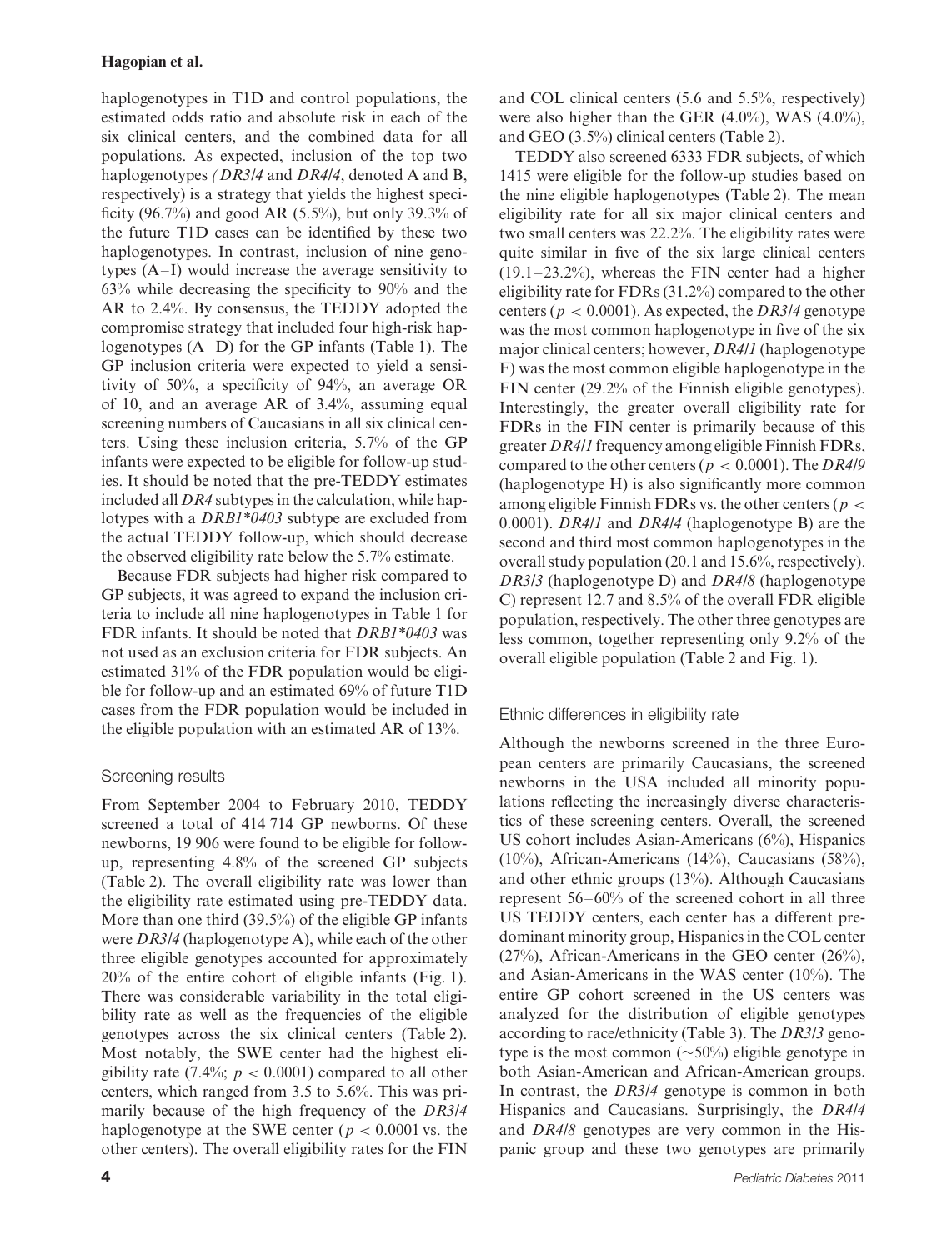haplogenotypes in T1D and control populations, the estimated odds ratio and absolute risk in each of the six clinical centers, and the combined data for all populations. As expected, inclusion of the top two haplogenotypes (*DR3/4* and *DR4/4*, denoted A and B, respectively) is a strategy that yields the highest specificity (96.7%) and good AR (5.5%), but only 39.3% of the future T1D cases can be identified by these two haplogenotypes. In contrast, inclusion of nine genotypes (A–I) would increase the average sensitivity to 63% while decreasing the specificity to 90% and the AR to 2.4%. By consensus, the TEDDY adopted the compromise strategy that included four high-risk haplogenotypes (A–D) for the GP infants (Table 1). The GP inclusion criteria were expected to yield a sensitivity of 50%, a specificity of 94%, an average OR of 10, and an average AR of 3.4%, assuming equal screening numbers of Caucasians in all six clinical centers. Using these inclusion criteria, 5.7% of the GP infants were expected to be eligible for follow-up studies. It should be noted that the pre-TEDDY estimates included all *DR4* subtypes in the calculation, while haplotypes with a *DRB1\*0403* subtype are excluded from the actual TEDDY follow-up, which should decrease the observed eligibility rate below the 5.7% estimate.

Because FDR subjects had higher risk compared to GP subjects, it was agreed to expand the inclusion criteria to include all nine haplogenotypes in Table 1 for FDR infants. It should be noted that *DRB1\*0403* was not used as an exclusion criteria for FDR subjects. An estimated 31% of the FDR population would be eligible for follow-up and an estimated 69% of future T1D cases from the FDR population would be included in the eligible population with an estimated AR of 13%.

### Screening results

From September 2004 to February 2010, TEDDY screened a total of 414 714 GP newborns. Of these newborns, 19 906 were found to be eligible for follow-up, representing 4.8% of the screened GP subjects (Table 2). The overall eligibility rate was lower than the eligibility rate estimated using pre-TEDDY data. More than one third (39.5%) of the eligible GP infants were *DR3/4* (haplogenotype A), while each of the other three eligible genotypes accounted for approximately 20% of the entire cohort of eligible infants (Fig. 1). There was considerable variability in the total eligibility rate as well as the frequencies of the eligible genotypes across the six clinical centers (Table 2). Most notably, the SWE center had the highest eligibility rate (7.4%; $p < 0.0001$) compared to all other centers, which ranged from 3.5 to 5.6%. This was primarily because of the high frequency of the *DR3/4* haplogenotype at the SWE center ($p < 0.0001$ vs. the other centers). The overall eligibility rates for the FIN and COL clinical centers (5.6 and 5.5%, respectively) were also higher than the GER (4.0%), WAS (4.0%), and GEO (3.5%) clinical centers (Table 2).

TEDDY also screened 6333 FDR subjects, of which 1415 were eligible for the follow-up studies based on the nine eligible haplogenotypes (Table 2). The mean eligibility rate for all six major clinical centers and two small centers was 22.2%. The eligibility rates were quite similar in five of the six large clinical centers (19.1–23.2%), whereas the FIN center had a higher eligibility rate for FDRs (31.2%) compared to the other centers ($p < 0.0001$). As expected, the *DR3/4* genotype was the most common haplogenotype in five of the six major clinical centers; however, *DR4/1* (haplogenotype F) was the most common eligible haplogenotype in the FIN center (29.2% of the Finnish eligible genotypes). Interestingly, the greater overall eligibility rate for FDRs in the FIN center is primarily because of this greater *DR4/1* frequency among eligible Finnish FDRs, compared to the other centers ($p < 0.0001$). The *DR4/9* (haplogenotype H) is also significantly more common among eligible Finnish FDRs vs. the other centers ($p < 0.0001$). *DR4/1* and *DR4/4* (haplogenotype B) are the second and third most common haplogenotypes in the overall study population (20.1 and 15.6%, respectively). *DR3/3* (haplogenotype D) and *DR4/8* (haplogenotype C) represent 12.7 and 8.5% of the overall FDR eligible population, respectively. The other three genotypes are less common, together representing only 9.2% of the overall eligible population (Table 2 and Fig. 1).

### Ethnic differences in eligibility rate

Although the newborns screened in the three European centers are primarily Caucasians, the screened newborns in the USA included all minority populations reflecting the increasingly diverse characteristics of these screening centers. Overall, the screened US cohort includes Asian-Americans (6%), Hispanics (10%), African-Americans (14%), Caucasians (58%), and other ethnic groups (13%). Although Caucasians represent 56–60% of the screened cohort in all three US TEDDY centers, each center has a different predominant minority group, Hispanics in the COL center (27%), African-Americans in the GEO center (26%), and Asian-Americans in the WAS center (10%). The entire GP cohort screened in the US centers was analyzed for the distribution of eligible genotypes according to race/ethnicity (Table 3). The *DR3/3* genotype is the most common (~50%) eligible genotype in both Asian-American and African-American groups. In contrast, the *DR3/4* genotype is common in both Hispanics and Caucasians. Surprisingly, the *DR4/4* and *DR4/8* genotypes are very common in the Hispanic group and these two genotypes are primarily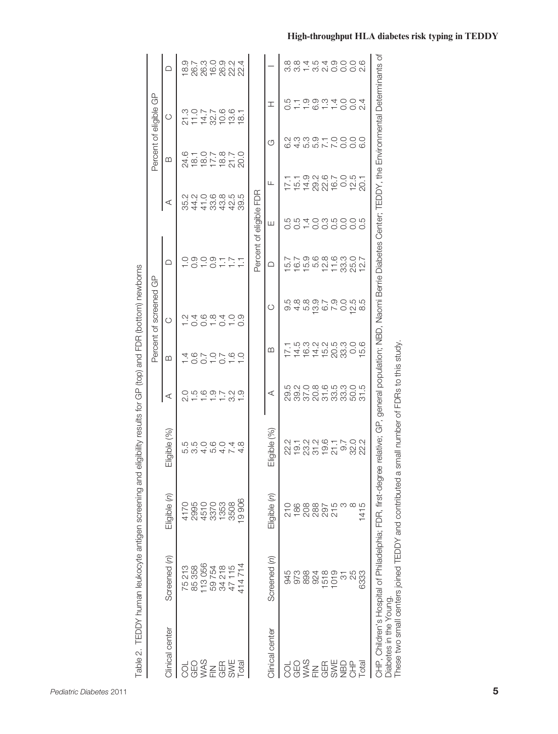Table 2. TEDDY human leukocyte antigen screening and eligibility results for GP (top) and FDR (bottom) newborns

| Clinical center | Screened (n) | Eligible (n) | Eligible (%) | Percent of screened GP | | | | Percent of eligible GP | | | |
|---|---|---|---|---|---|---|---|---|---|---|---|
| | | | | A | B | C | D | A | B | C | D |
| COL | 75 213 | 4170 | 5.5 | 2.0 | 1.4 | 1.2 | 1.0 | 35.2 | 24.6 | 21.3 | 18.9 |
| GEO | 85 358 | 2995 | 3.5 | 1.5 | 0.6 | 0.4 | 0.9 | 44.2 | 18.1 | 11.0 | 26.7 |
| WAS | 113 056 | 4510 | 4.0 | 1.6 | 0.7 | 0.6 | 1.0 | 41.0 | 18.0 | 14.7 | 26.3 |
| FIN | 59 754 | 3370 | 5.6 | 1.9 | 1.0 | 1.8 | 0.9 | 33.6 | 17.7 | 32.7 | 16.0 |
| GER | 34 218 | 1353 | 4.0 | 1.7 | 0.7 | 0.4 | 1.1 | 43.8 | 18.8 | 10.6 | 26.9 |
| SWE | 47 115 | 3508 | 7.4 | 3.2 | 1.6 | 1.0 | 1.7 | 42.5 | 21.7 | 13.6 | 22.2 |
| Total | 414 714 | 19 906 | 4.8 | 1.9 | 1.0 | 0.9 | 1.1 | 39.5 | 20.0 | 18.1 | 22.4 |

| Clinical center | Screened (n) | Eligible (n) | Eligible (%) | Percent of eligible FDR | | | | | | | | |
|---|---|---|---|---|---|---|---|---|---|---|---|---|
| | | | | A | B | C | D | E | F | G | H | I |
| COL | 945 | 210 | 22.2 | 29.5 | 17.1 | 9.5 | 15.7 | 0.5 | 17.1 | 6.2 | 0.5 | 3.8 |
| GEO | 973 | 186 | 19.1 | 39.2 | 14.5 | 4.8 | 16.7 | 0.5 | 15.1 | 4.3 | 1.1 | 3.8 |
| WAS | 898 | 208 | 23.2 | 37.0 | 16.3 | 5.8 | 15.9 | 1.4 | 14.9 | 5.3 | 1.9 | 1.4 |
| FIN | 924 | 288 | 31.2 | 20.8 | 14.2 | 13.9 | 5.6 | 0.0 | 29.2 | 5.9 | 6.9 | 3.5 |
| GER | 1518 | 297 | 19.6 | 31.6 | 15.2 | 6.7 | 12.8 | 0.3 | 22.6 | 7.1 | 1.3 | 2.4 |
| SWE | 1019 | 215 | 21.1 | 33.5 | 20.5 | 7.9 | 11.6 | 0.5 | 16.7 | 7.0 | 1.4 | 0.9 |
| NBD | 31 | 3 | 9.7 | 33.3 | 33.3 | 0.0 | 33.3 | 0.0 | 0.0 | 0.0 | 0.0 | 0.0 |
| CHP | 25 | 8 | 32.0 | 50.0 | 0.0 | 12.5 | 25.0 | 0.0 | 12.5 | 0.0 | 0.0 | 0.0 |
| Total | 6333 | 1415 | 22.2 | 31.5 | 15.6 | 8.5 | 12.7 | 0.5 | 20.1 | 6.0 | 2.4 | 2.6 |

CHP, Children's Hospital of Philadelphia; FDR, first-degree relative; GP, general population; NBD, Naomi Berrie Diabetes Center; TEDDY, the Environmental Determinants of Diabetes in the Young.

These two small centers joined TEDDY and contributed a small number of FDRs to this study.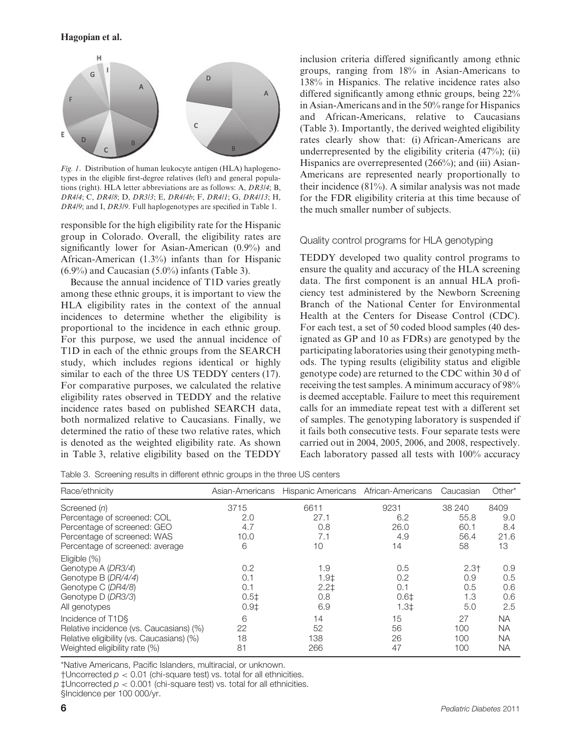*Fig. 1*. Distribution of human leukocyte antigen (HLA) haplogenotypes in the eligible first-degree relatives (left) and general populations (right). HLA letter abbreviations are as follows: A, *DR3/4*; B, *DR4/4*; C, *DR4/8*; D, *DR3/3*; E, *DR4/4b*; F, *DR4/1*; G, *DR4/13*; H, *DR4/9*; and I, *DR3/9*. Full haplogenotypes are specified in Table 1.

responsible for the high eligibility rate for the Hispanic group in Colorado. Overall, the eligibility rates are significantly lower for Asian-American (0.9%) and African-American (1.3%) infants than for Hispanic (6.9%) and Caucasian (5.0%) infants (Table 3).

Because the annual incidence of T1D varies greatly among these ethnic groups, it is important to view the HLA eligibility rates in the context of the annual incidences to determine whether the eligibility is proportional to the incidence in each ethnic group. For this purpose, we used the annual incidence of T1D in each of the ethnic groups from the SEARCH study, which includes regions identical or highly similar to each of the three US TEDDY centers (17). For comparative purposes, we calculated the relative eligibility rates observed in TEDDY and the relative incidence rates based on published SEARCH data, both normalized relative to Caucasians. Finally, we determined the ratio of these two relative rates, which is denoted as the weighted eligibility rate. As shown in Table 3, relative eligibility based on the TEDDY inclusion criteria differed significantly among ethnic groups, ranging from 18% in Asian-Americans to 138% in Hispanics. The relative incidence rates also differed significantly among ethnic groups, being 22% in Asian-Americans and in the 50% range for Hispanics and African-Americans, relative to Caucasians (Table 3). Importantly, the derived weighted eligibility rates clearly show that: (i) African-Americans are underrepresented by the eligibility criteria (47%); (ii) Hispanics are overrepresented (266%); and (iii) Asian-Americans are represented nearly proportionally to their incidence (81%). A similar analysis was not made for the FDR eligibility criteria at this time because of the much smaller number of subjects.

## Quality control programs for HLA genotyping

TEDDY developed two quality control programs to ensure the quality and accuracy of the HLA screening data. The first component is an annual HLA proficiency test administered by the Newborn Screening Branch of the National Center for Environmental Health at the Centers for Disease Control (CDC). For each test, a set of 50 coded blood samples (40 designated as GP and 10 as FDRs) are genotyped by the participating laboratories using their genotyping methods. The typing results (eligibility status and eligible genotype code) are returned to the CDC within 30 d of receiving the test samples. A minimum accuracy of 98% is deemed acceptable. Failure to meet this requirement calls for an immediate repeat test with a different set of samples. The genotyping laboratory is suspended if it fails both consecutive tests. Four separate tests were carried out in 2004, 2005, 2006, and 2008, respectively. Each laboratory passed all tests with 100% accuracy

Table 3. Screening results in different ethnic groups in the three US centers

| Race/ethnicity | Asian-Americans | Hispanic Americans | African-Americans | Caucasian | Other* |
|---|---|---|---|---|---|
| Screened (*n*) | 3715 | 6611 | 9231 | 38 240 | 8409 |
| Percentage of screened: COL | 2.0 | 27.1 | 6.2 | 55.8 | 9.0 |
| Percentage of screened: GEO | 4.7 | 0.8 | 26.0 | 60.1 | 8.4 |
| Percentage of screened: WAS | 10.0 | 7.1 | 4.9 | 56.4 | 21.6 |
| Percentage of screened: average | 6 | 10 | 14 | 58 | 13 |
| Eligible (%) | | | | | |
| Genotype A (*DR3/4*) | 0.2 | 1.9 | 0.5 | 2.3† | 0.9 |
| Genotype B (*DR/4/4*) | 0.1 | 1.9‡ | 0.2 | 0.9 | 0.5 |
| Genotype C (*DR4/8*) | 0.1 | 2.2‡ | 0.1 | 0.5 | 0.6 |
| Genotype D (*DR3/3*) | 0.5‡ | 0.8 | 0.6‡ | 1.3 | 0.6 |
| All genotypes | 0.9‡ | 6.9 | 1.3‡ | 5.0 | 2.5 |
| Incidence of T1D§ | 6 | 14 | 15 | 27 | NA |
| Relative incidence (vs. Caucasians) (%) | 22 | 52 | 56 | 100 | NA |
| Relative eligibility (vs. Caucasians) (%) | 18 | 138 | 26 | 100 | NA |
| Weighted eligibility rate (%) | 81 | 266 | 47 | 100 | NA |

*Native Americans, Pacific Islanders, multiracial, or unknown.
†Uncorrected $p < 0.01$ (chi-square test) vs. total for all ethnicities.
‡Uncorrected $p < 0.001$ (chi-square test) vs. total for all ethnicities.
§Incidence per 100 000/yr.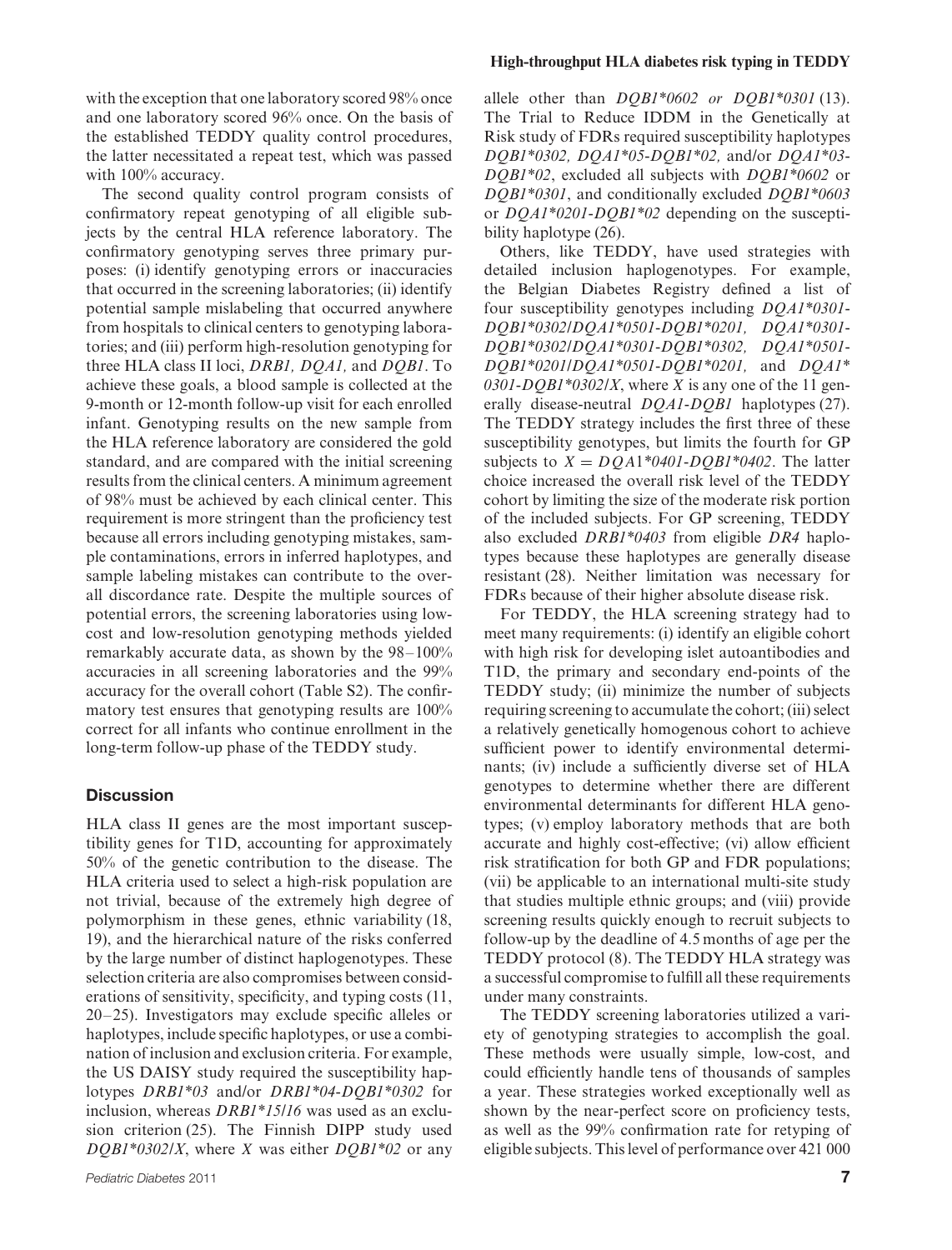with the exception that one laboratory scored 98% once and one laboratory scored 96% once. On the basis of the established TEDDY quality control procedures, the latter necessitated a repeat test, which was passed with 100% accuracy.

The second quality control program consists of confirmatory repeat genotyping of all eligible subjects by the central HLA reference laboratory. The confirmatory genotyping serves three primary purposes: (i) identify genotyping errors or inaccuracies that occurred in the screening laboratories; (ii) identify potential sample mislabeling that occurred anywhere from hospitals to clinical centers to genotyping laboratories; and (iii) perform high-resolution genotyping for three HLA class II loci, *DRB1, DQA1,* and *DQB1*. To achieve these goals, a blood sample is collected at the 9-month or 12-month follow-up visit for each enrolled infant. Genotyping results on the new sample from the HLA reference laboratory are considered the gold standard, and are compared with the initial screening results from the clinical centers. A minimum agreement of 98% must be achieved by each clinical center. This requirement is more stringent than the proficiency test because all errors including genotyping mistakes, sample contaminations, errors in inferred haplotypes, and sample labeling mistakes can contribute to the overall discordance rate. Despite the multiple sources of potential errors, the screening laboratories using low-cost and low-resolution genotyping methods yielded remarkably accurate data, as shown by the 98–100% accuracies in all screening laboratories and the 99% accuracy for the overall cohort (Table S2). The confirmatory test ensures that genotyping results are 100% correct for all infants who continue enrollment in the long-term follow-up phase of the TEDDY study.

## Discussion

HLA class II genes are the most important susceptibility genes for T1D, accounting for approximately 50% of the genetic contribution to the disease. The HLA criteria used to select a high-risk population are not trivial, because of the extremely high degree of polymorphism in these genes, ethnic variability (18, 19), and the hierarchical nature of the risks conferred by the large number of distinct haplogenotypes. These selection criteria are also compromises between considerations of sensitivity, specificity, and typing costs (11, 20–25). Investigators may exclude specific alleles or haplotypes, include specific haplotypes, or use a combination of inclusion and exclusion criteria. For example, the US DAISY study required the susceptibility haplotypes *DRB1\*03* and/or *DRB1\*04-DQB1\*0302* for inclusion, whereas *DRB1\*15/16* was used as an exclusion criterion (25). The Finnish DIPP study used *DQB1\*0302/X*, where *X* was either *DQB1\*02* or any allele other than *DQB1\*0602 or DQB1\*0301* (13). The Trial to Reduce IDDM in the Genetically at Risk study of FDRs required susceptibility haplotypes *DQB1\*0302, DQA1\*05-DQB1\*02,* and/or *DQA1\*03-DQB1\*02*, excluded all subjects with *DQB1\*0602* or *DQB1\*0301*, and conditionally excluded *DQB1\*0603* or *DQA1\*0201-DQB1\*02* depending on the susceptibility haplotype (26).

Others, like TEDDY, have used strategies with detailed inclusion haplogenotypes. For example, the Belgian Diabetes Registry defined a list of four susceptibility genotypes including *DQA1\*0301-DQB1\*0302/DQA1\*0501-DQB1\*0201, DQA1\*0301-DQB1\*0302/DQA1\*0301-DQB1\*0302, DQA1\*0501-DQB1\*0201/DQA1\*0501-DQB1\*0201,* and *DQA1\*0301-DQB1\*0302/X*, where *X* is any one of the 11 generally disease-neutral *DQA1-DQB1* haplotypes (27). The TEDDY strategy includes the first three of these susceptibility genotypes, but limits the fourth for GP subjects to *X = DQA1\*0401-DQB1\*0402*. The latter choice increased the overall risk level of the TEDDY cohort by limiting the size of the moderate risk portion of the included subjects. For GP screening, TEDDY also excluded *DRB1\*0403* from eligible *DR4* haplotypes because these haplotypes are generally disease resistant (28). Neither limitation was necessary for FDRs because of their higher absolute disease risk.

For TEDDY, the HLA screening strategy had to meet many requirements: (i) identify an eligible cohort with high risk for developing islet autoantibodies and T1D, the primary and secondary end-points of the TEDDY study; (ii) minimize the number of subjects requiring screening to accumulate the cohort; (iii) select a relatively genetically homogenous cohort to achieve sufficient power to identify environmental determinants; (iv) include a sufficiently diverse set of HLA genotypes to determine whether there are different environmental determinants for different HLA genotypes; (v) employ laboratory methods that are both accurate and highly cost-effective; (vi) allow efficient risk stratification for both GP and FDR populations; (vii) be applicable to an international multi-site study that studies multiple ethnic groups; and (viii) provide screening results quickly enough to recruit subjects to follow-up by the deadline of 4.5 months of age per the TEDDY protocol (8). The TEDDY HLA strategy was a successful compromise to fulfill all these requirements under many constraints.

The TEDDY screening laboratories utilized a variety of genotyping strategies to accomplish the goal. These methods were usually simple, low-cost, and could efficiently handle tens of thousands of samples a year. These strategies worked exceptionally well as shown by the near-perfect score on proficiency tests, as well as the 99% confirmation rate for retyping of eligible subjects. This level of performance over 421 000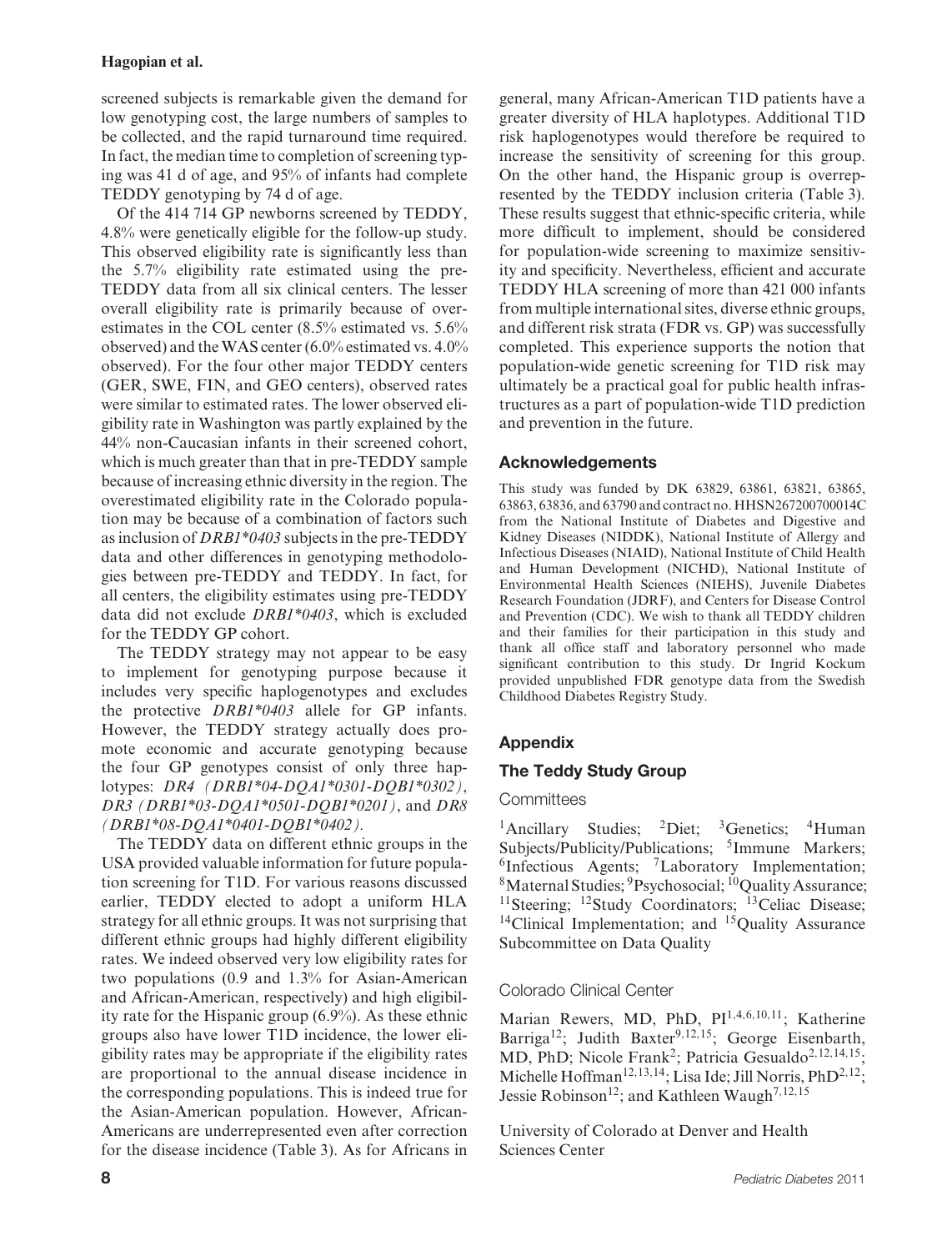screened subjects is remarkable given the demand for low genotyping cost, the large numbers of samples to be collected, and the rapid turnaround time required. In fact, the median time to completion of screening typing was 41 d of age, and 95% of infants had complete TEDDY genotyping by 74 d of age.

Of the 414 714 GP newborns screened by TEDDY, 4.8% were genetically eligible for the follow-up study. This observed eligibility rate is significantly less than the 5.7% eligibility rate estimated using the pre-TEDDY data from all six clinical centers. The lesser overall eligibility rate is primarily because of overestimates in the COL center (8.5% estimated vs. 5.6% observed) and the WAS center (6.0% estimated vs. 4.0% observed). For the four other major TEDDY centers (GER, SWE, FIN, and GEO centers), observed rates were similar to estimated rates. The lower observed eligibility rate in Washington was partly explained by the 44% non-Caucasian infants in their screened cohort, which is much greater than that in pre-TEDDY sample because of increasing ethnic diversity in the region. The overestimated eligibility rate in the Colorado population may be because of a combination of factors such as inclusion of *DRB1\*0403* subjects in the pre-TEDDY data and other differences in genotyping methodologies between pre-TEDDY and TEDDY. In fact, for all centers, the eligibility estimates using pre-TEDDY data did not exclude *DRB1\*0403*, which is excluded for the TEDDY GP cohort.

The TEDDY strategy may not appear to be easy to implement for genotyping purpose because it includes very specific haplogenotypes and excludes the protective *DRB1\*0403* allele for GP infants. However, the TEDDY strategy actually does promote economic and accurate genotyping because the four GP genotypes consist of only three haplotypes: *DR4 (DRB1\*04-DQA1\*0301-DQB1\*0302)*, *DR3 (DRB1\*03-DQA1\*0501-DQB1\*0201)*, and *DR8 (DRB1\*08-DQA1\*0401-DQB1\*0402)*.

The TEDDY data on different ethnic groups in the USA provided valuable information for future population screening for T1D. For various reasons discussed earlier, TEDDY elected to adopt a uniform HLA strategy for all ethnic groups. It was not surprising that different ethnic groups had highly different eligibility rates. We indeed observed very low eligibility rates for two populations (0.9 and 1.3% for Asian-American and African-American, respectively) and high eligibility rate for the Hispanic group (6.9%). As these ethnic groups also have lower T1D incidence, the lower eligibility rates may be appropriate if the eligibility rates are proportional to the annual disease incidence in the corresponding populations. This is indeed true for the Asian-American population. However, African-Americans are underrepresented even after correction for the disease incidence (Table 3). As for Africans in general, many African-American T1D patients have a greater diversity of HLA haplotypes. Additional T1D risk haplogenotypes would therefore be required to increase the sensitivity of screening for this group. On the other hand, the Hispanic group is overrepresented by the TEDDY inclusion criteria (Table 3). These results suggest that ethnic-specific criteria, while more difficult to implement, should be considered for population-wide screening to maximize sensitivity and specificity. Nevertheless, efficient and accurate TEDDY HLA screening of more than 421 000 infants from multiple international sites, diverse ethnic groups, and different risk strata (FDR vs. GP) was successfully completed. This experience supports the notion that population-wide genetic screening for T1D risk may ultimately be a practical goal for public health infrastructures as a part of population-wide T1D prediction and prevention in the future.

## Acknowledgements

This study was funded by DK 63829, 63861, 63821, 63865, 63863, 63836, and 63790 and contract no. HHSN267200700014C from the National Institute of Diabetes and Digestive and Kidney Diseases (NIDDK), National Institute of Allergy and Infectious Diseases (NIAID), National Institute of Child Health and Human Development (NICHD), National Institute of Environmental Health Sciences (NIEHS), Juvenile Diabetes Research Foundation (JDRF), and Centers for Disease Control and Prevention (CDC). We wish to thank all TEDDY children and their families for their participation in this study and thank all office staff and laboratory personnel who made significant contribution to this study. Dr Ingrid Kockum provided unpublished FDR genotype data from the Swedish Childhood Diabetes Registry Study.

## Appendix

## The Teddy Study Group

### Committees

[1]Ancillary Studies; [2]Diet; [3]Genetics; [4]Human Subjects/Publicity/Publications; [5]Immune Markers; [6]Infectious Agents; [7]Laboratory Implementation; [8]Maternal Studies; [9]Psychosocial; [10]Quality Assurance; [11]Steering; [12]Study Coordinators; [13]Celiac Disease; [14]Clinical Implementation; and [15]Quality Assurance Subcommittee on Data Quality

### Colorado Clinical Center

Marian Rewers, MD, PhD, PI[1,4,6,10,11]; Katherine Barriga[12]; Judith Baxter[9,12,15]; George Eisenbarth, MD, PhD; Nicole Frank[2]; Patricia Gesualdo[2,12,14,15]; Michelle Hoffman[12,13,14]; Lisa Ide; Jill Norris, PhD[2,12]; Jessie Robinson[12]; and Kathleen Waugh[7,12,15]

University of Colorado at Denver and Health Sciences Center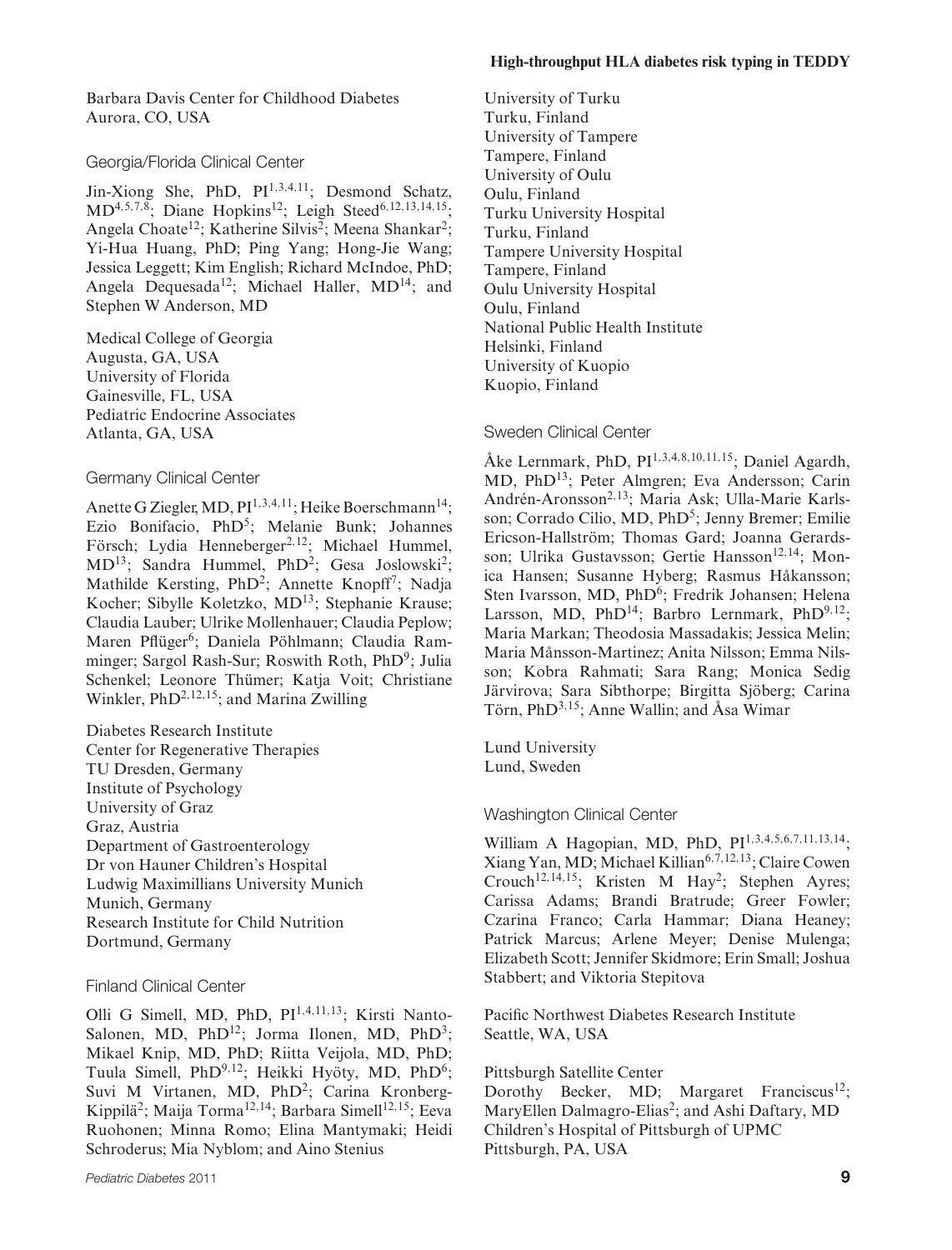Barbara Davis Center for Childhood Diabetes
Aurora, CO, USA

### Georgia/Florida Clinical Center

Jin-Xiong She, PhD, PI[1,3,4,11]; Desmond Schatz, MD[4,5,7,8]; Diane Hopkins[12]; Leigh Steed[6,12,13,14,15]; Angela Choate[12]; Katherine Silvis[2]; Meena Shankar[2]; Yi-Hua Huang, PhD; Ping Yang; Hong-Jie Wang; Jessica Leggett; Kim English; Richard McIndoe, PhD; Angela Dequesada[12]; Michael Haller, MD[14]; and Stephen W Anderson, MD

Medical College of Georgia
Augusta, GA, USA
University of Florida
Gainesville, FL, USA
Pediatric Endocrine Associates
Atlanta, GA, USA

### Germany Clinical Center

Anette G Ziegler, MD, PI[1,3,4,11]; Heike Boerschmann[14]; Ezio Bonifacio, PhD[5]; Melanie Bunk; Johannes Försch; Lydia Henneberger[2,12]; Michael Hummel, MD[13]; Sandra Hummel, PhD[2]; Gesa Joslowski[2]; Mathilde Kersting, PhD[2]; Annette Knopff[7]; Nadja Kocher; Sibylle Koletzko, MD[13]; Stephanie Krause; Claudia Lauber; Ulrike Mollenhauer; Claudia Peplow; Maren Pflüger[6]; Daniela Pöhlmann; Claudia Ramminger; Sargol Rash-Sur; Roswith Roth, PhD[9]; Julia Schenkel; Leonore Thümer; Katja Voit; Christiane Winkler, PhD[2,12,15]; and Marina Zwilling

Diabetes Research Institute
Center for Regenerative Therapies
TU Dresden, Germany
Institute of Psychology
University of Graz
Graz, Austria
Department of Gastroenterology
Dr von Hauner Children's Hospital
Ludwig Maximillians University Munich
Munich, Germany
Research Institute for Child Nutrition
Dortmund, Germany

### Finland Clinical Center

Olli G Simell, MD, PhD, PI[1,4,11,13]; Kirsti Nanto-Salonen, MD, PhD[12]; Jorma Ilonen, MD, PhD[3]; Mikael Knip, MD, PhD; Riitta Veijola, MD, PhD; Tuula Simell, PhD[9,12]; Heikki Hyöty, MD, PhD[6]; Suvi M Virtanen, MD, PhD[2]; Carina Kronberg-Kippilä[2]; Maija Torma[12,14]; Barbara Simell[12,15]; Eeva Ruohonen; Minna Romo; Elina Mantymaki; Heidi Schroderus; Mia Nyblom; and Aino Stenius

University of Turku
Turku, Finland
University of Tampere
Tampere, Finland
University of Oulu
Oulu, Finland
Turku University Hospital
Turku, Finland
Tampere University Hospital
Tampere, Finland
Oulu University Hospital
Oulu, Finland
National Public Health Institute
Helsinki, Finland
University of Kuopio
Kuopio, Finland

### Sweden Clinical Center

Åke Lernmark, PhD, PI[1,3,4,8,10,11,15]; Daniel Agardh, MD, PhD[13]; Peter Almgren; Eva Andersson; Carin Andrén-Aronsson[2,13]; Maria Ask; Ulla-Marie Karlsson; Corrado Cilio, MD, PhD[5]; Jenny Bremer; Emilie Ericson-Hallström; Thomas Gard; Joanna Gerardsson; Ulrika Gustavsson; Gertie Hansson[12,14]; Monica Hansen; Susanne Hyberg; Rasmus Håkansson; Sten Ivarsson, MD, PhD[6]; Fredrik Johansen; Helena Larsson, MD, PhD[14]; Barbro Lernmark, PhD[9,12]; Maria Markan; Theodosia Massadakis; Jessica Melin; Maria Månsson-Martinez; Anita Nilsson; Emma Nilsson; Kobra Rahmati; Sara Rang; Monica Sedig Järvirova; Sara Sibthorpe; Birgitta Sjöberg; Carina Törn, PhD[3,15]; Anne Wallin; and Åsa Wimar

Lund University
Lund, Sweden

### Washington Clinical Center

William A Hagopian, MD, PhD, PI[1,3,4,5,6,7,11,13,14]; Xiang Yan, MD; Michael Killian[6,7,12,13]; Claire Cowen Crouch[12,14,15]; Kristen M Hay[2]; Stephen Ayres; Carissa Adams; Brandi Bratrude; Greer Fowler; Czarina Franco; Carla Hammar; Diana Heaney; Patrick Marcus; Arlene Meyer; Denise Mulenga; Elizabeth Scott; Jennifer Skidmore; Erin Small; Joshua Stabbert; and Viktoria Stepitova

Pacific Northwest Diabetes Research Institute
Seattle, WA, USA

Pittsburgh Satellite Center
Dorothy Becker, MD; Margaret Franciscus[12]; MaryEllen Dalmagro-Elias[2]; and Ashi Daftary, MD
Children's Hospital of Pittsburgh of UPMC
Pittsburgh, PA, USA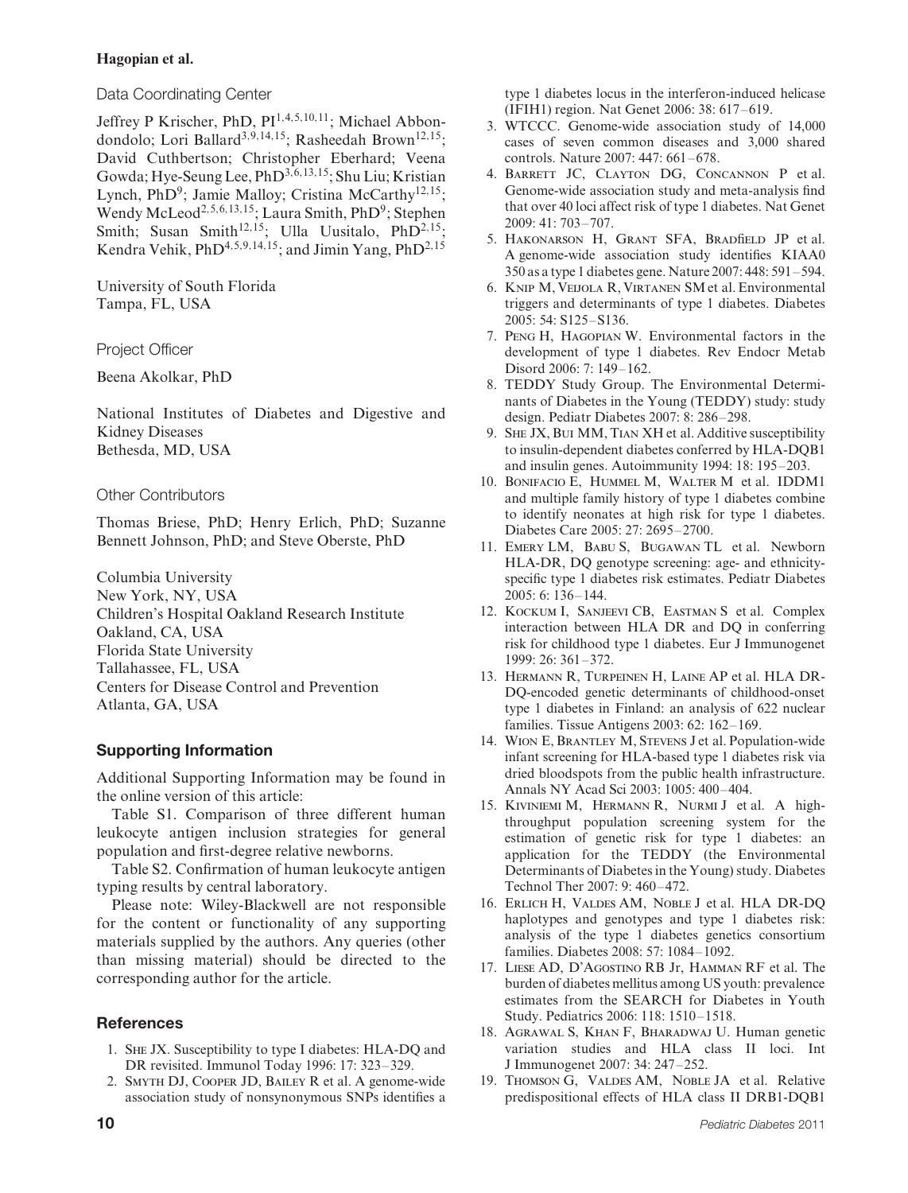### Data Coordinating Center

Jeffrey P Krischer, PhD, PI[1,4,5,10,11]; Michael Abbondondolo; Lori Ballard[3,9,14,15]; Rasheedah Brown[12,15]; David Cuthbertson; Christopher Eberhard; Veena Gowda; Hye-Seung Lee, PhD[3,6,13,15]; Shu Liu; Kristian Lynch, PhD[9]; Jamie Malloy; Cristina McCarthy[12,15]; Wendy McLeod[2,5,6,13,15]; Laura Smith, PhD[9]; Stephen Smith; Susan Smith[12,15]; Ulla Uusitalo, PhD[2,15]; Kendra Vehik, PhD[4,5,9,14,15]; and Jimin Yang, PhD[2,15]

University of South Florida
Tampa, FL, USA

### Project Officer

Beena Akolkar, PhD

National Institutes of Diabetes and Digestive and Kidney Diseases
Bethesda, MD, USA

### Other Contributors

Thomas Briese, PhD; Henry Erlich, PhD; Suzanne Bennett Johnson, PhD; and Steve Oberste, PhD

Columbia University
New York, NY, USA
Children's Hospital Oakland Research Institute
Oakland, CA, USA
Florida State University
Tallahassee, FL, USA
Centers for Disease Control and Prevention
Atlanta, GA, USA

## Supporting Information

Additional Supporting Information may be found in the online version of this article:

Table S1. Comparison of three different human leukocyte antigen inclusion strategies for general population and first-degree relative newborns.

Table S2. Confirmation of human leukocyte antigen typing results by central laboratory.

Please note: Wiley-Blackwell are not responsible for the content or functionality of any supporting materials supplied by the authors. Any queries (other than missing material) should be directed to the corresponding author for the article.

## References

1. She JX. Susceptibility to type I diabetes: HLA-DQ and DR revisited. Immunol Today 1996: 17: 323–329.
2. Smyth DJ, Cooper JD, Bailey R et al. A genome-wide association study of nonsynonymous SNPs identifies a type 1 diabetes locus in the interferon-induced helicase (IFIH1) region. Nat Genet 2006: 38: 617–619.
3. WTCCC. Genome-wide association study of 14,000 cases of seven common diseases and 3,000 shared controls. Nature 2007: 447: 661–678.
4. Barrett JC, Clayton DG, Concannon P et al. Genome-wide association study and meta-analysis find that over 40 loci affect risk of type 1 diabetes. Nat Genet 2009: 41: 703–707.
5. Hakonarson H, Grant SFA, Bradfield JP et al. A genome-wide association study identifies KIAA0350 as a type 1 diabetes gene. Nature 2007: 448: 591–594.
6. Knip M, Veijola R, Virtanen SM et al. Environmental triggers and determinants of type 1 diabetes. Diabetes 2005: 54: S125–S136.
7. Peng H, Hagopian W. Environmental factors in the development of type 1 diabetes. Rev Endocr Metab Disord 2006: 7: 149–162.
8. TEDDY Study Group. The Environmental Determinants of Diabetes in the Young (TEDDY) study: study design. Pediatr Diabetes 2007: 8: 286–298.
9. She JX, Bui MM, Tian XH et al. Additive susceptibility to insulin-dependent diabetes conferred by HLA-DQB1 and insulin genes. Autoimmunity 1994: 18: 195–203.
10. Bonifacio E, Hummel M, Walter M et al. IDDM1 and multiple family history of type 1 diabetes combine to identify neonates at high risk for type 1 diabetes. Diabetes Care 2005: 27: 2695–2700.
11. Emery LM, Babu S, Bugawan TL et al. Newborn HLA-DR, DQ genotype screening: age- and ethnicity-specific type 1 diabetes risk estimates. Pediatr Diabetes 2005: 6: 136–144.
12. Kockum I, Sanjeevi CB, Eastman S et al. Complex interaction between HLA DR and DQ in conferring risk for childhood type 1 diabetes. Eur J Immunogenet 1999: 26: 361–372.
13. Hermann R, Turpeinen H, Laine AP et al. HLA DR-DQ-encoded genetic determinants of childhood-onset type 1 diabetes in Finland: an analysis of 622 nuclear families. Tissue Antigens 2003: 62: 162–169.
14. Wion E, Brantley M, Stevens J et al. Population-wide infant screening for HLA-based type 1 diabetes risk via dried bloodspots from the public health infrastructure. Annals NY Acad Sci 2003: 1005: 400–404.
15. Kiviniemi M, Hermann R, Nurmi J et al. A high-throughput population screening system for the estimation of genetic risk for type 1 diabetes: an application for the TEDDY (the Environmental Determinants of Diabetes in the Young) study. Diabetes Technol Ther 2007: 9: 460–472.
16. Erlich H, Valdes AM, Noble J et al. HLA DR-DQ haplotypes and genotypes and type 1 diabetes risk: analysis of the type 1 diabetes genetics consortium families. Diabetes 2008: 57: 1084–1092.
17. Liese AD, D'Agostino RB Jr, Hamman RF et al. The burden of diabetes mellitus among US youth: prevalence estimates from the SEARCH for Diabetes in Youth Study. Pediatrics 2006: 118: 1510–1518.
18. Agrawal S, Khan F, Bharadwaj U. Human genetic variation studies and HLA class II loci. Int J Immunogenet 2007: 34: 247–252.
19. Thomson G, Valdes AM, Noble JA et al. Relative predispositional effects of HLA class II DRB1-DQB1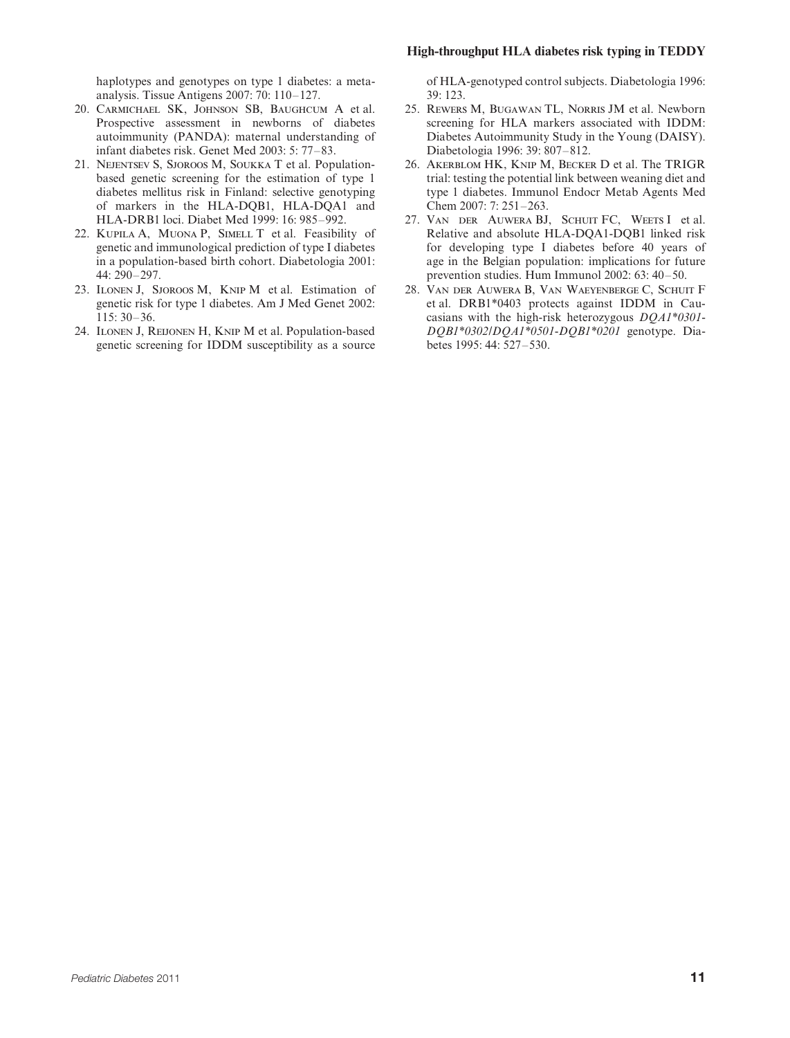haplotypes and genotypes on type 1 diabetes: a meta-analysis. Tissue Antigens 2007: 70: 110–127.

20. Carmichael SK, Johnson SB, Baughcum A et al. Prospective assessment in newborns of diabetes autoimmunity (PANDA): maternal understanding of infant diabetes risk. Genet Med 2003: 5: 77–83.
21. Nejentsev S, Sjoroos M, Soukka T et al. Population-based genetic screening for the estimation of type 1 diabetes mellitus risk in Finland: selective genotyping of markers in the HLA-DQB1, HLA-DQA1 and HLA-DRB1 loci. Diabet Med 1999: 16: 985–992.
22. Kupila A, Muona P, Simell T et al. Feasibility of genetic and immunological prediction of type I diabetes in a population-based birth cohort. Diabetologia 2001: 44: 290–297.
23. Ilonen J, Sjoroos M, Knip M et al. Estimation of genetic risk for type 1 diabetes. Am J Med Genet 2002: 115: 30–36.
24. Ilonen J, Reijonen H, Knip M et al. Population-based genetic screening for IDDM susceptibility as a source of HLA-genotyped control subjects. Diabetologia 1996: 39: 123.
25. Rewers M, Bugawan TL, Norris JM et al. Newborn screening for HLA markers associated with IDDM: Diabetes Autoimmunity Study in the Young (DAISY). Diabetologia 1996: 39: 807–812.
26. Akerblom HK, Knip M, Becker D et al. The TRIGR trial: testing the potential link between weaning diet and type 1 diabetes. Immunol Endocr Metab Agents Med Chem 2007: 7: 251–263.
27. Van der Auwera BJ, Schuit FC, Weets I et al. Relative and absolute HLA-DQA1-DQB1 linked risk for developing type I diabetes before 40 years of age in the Belgian population: implications for future prevention studies. Hum Immunol 2002: 63: 40–50.
28. Van der Auwera B, Van Waeyenberge C, Schuit F et al. DRB1*0403 protects against IDDM in Caucasians with the high-risk heterozygous *DQA1*0301-DQB1*0302/DQA1*0501-DQB1*0201* genotype. Diabetes 1995: 44: 527–530.